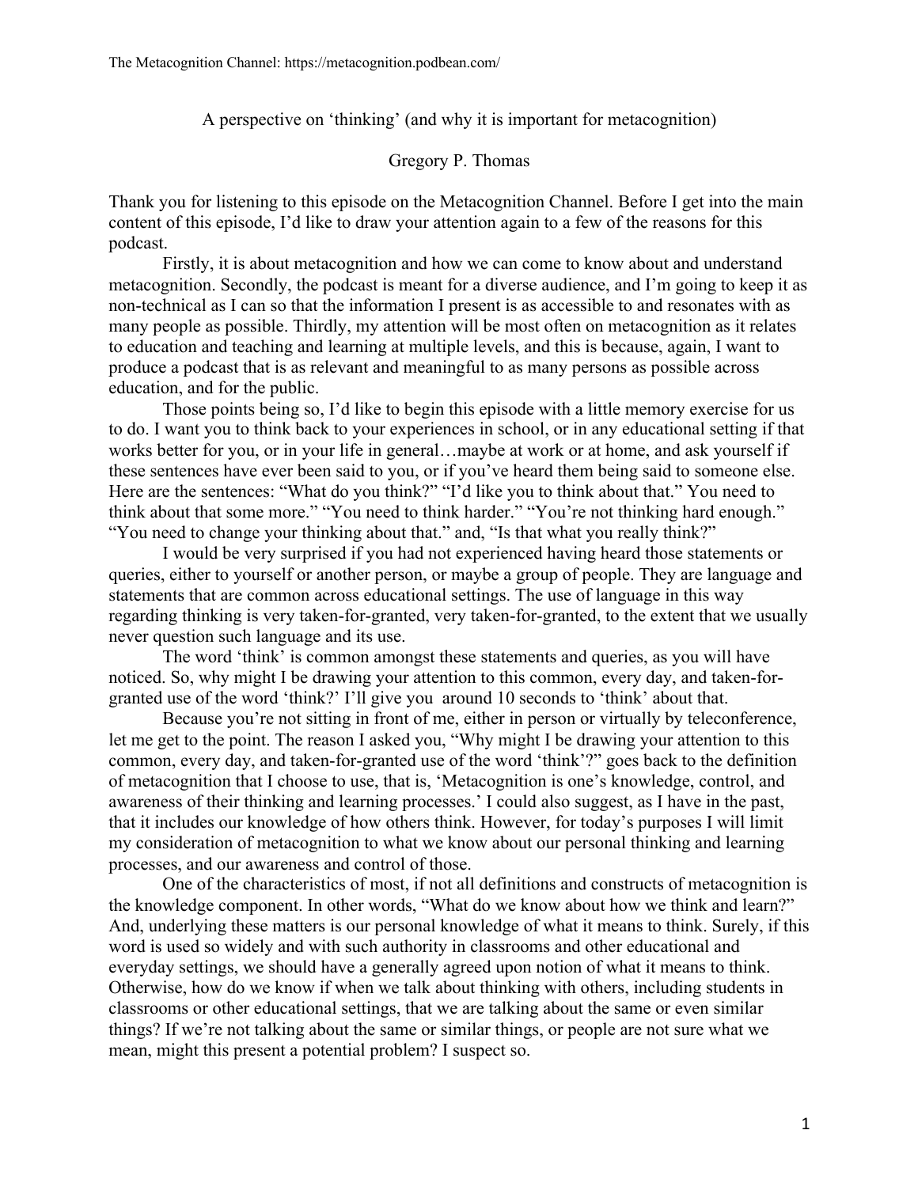# A perspective on 'thinking' (and why it is important for metacognition)

Gregory P. Thomas

Thank you for listening to this episode on the Metacognition Channel. Before I get into the main content of this episode, I'd like to draw your attention again to a few of the reasons for this podcast.

Firstly, it is about metacognition and how we can come to know about and understand metacognition. Secondly, the podcast is meant for a diverse audience, and I'm going to keep it as non-technical as I can so that the information I present is as accessible to and resonates with as many people as possible. Thirdly, my attention will be most often on metacognition as it relates to education and teaching and learning at multiple levels, and this is because, again, I want to produce a podcast that is as relevant and meaningful to as many persons as possible across education, and for the public.

Those points being so, I'd like to begin this episode with a little memory exercise for us to do. I want you to think back to your experiences in school, or in any educational setting if that works better for you, or in your life in general…maybe at work or at home, and ask yourself if these sentences have ever been said to you, or if you've heard them being said to someone else. Here are the sentences: "What do you think?" "I'd like you to think about that." You need to think about that some more." "You need to think harder." "You're not thinking hard enough." "You need to change your thinking about that." and, "Is that what you really think?"

I would be very surprised if you had not experienced having heard those statements or queries, either to yourself or another person, or maybe a group of people. They are language and statements that are common across educational settings. The use of language in this way regarding thinking is very taken-for-granted, very taken-for-granted, to the extent that we usually never question such language and its use.

The word 'think' is common amongst these statements and queries, as you will have noticed. So, why might I be drawing your attention to this common, every day, and taken-for-granted use of the word 'think?' I'll give you around 10 seconds to 'think' about that.

Because you're not sitting in front of me, either in person or virtually by teleconference, let me get to the point. The reason I asked you, "Why might I be drawing your attention to this common, every day, and taken-for-granted use of the word 'think'?" goes back to the definition of metacognition that I choose to use, that is, 'Metacognition is one's knowledge, control, and awareness of their thinking and learning processes.' I could also suggest, as I have in the past, that it includes our knowledge of how others think. However, for today's purposes I will limit my consideration of metacognition to what we know about our personal thinking and learning processes, and our awareness and control of those.

One of the characteristics of most, if not all definitions and constructs of metacognition is the knowledge component. In other words, "What do we know about how we think and learn?" And, underlying these matters is our personal knowledge of what it means to think. Surely, if this word is used so widely and with such authority in classrooms and other educational and everyday settings, we should have a generally agreed upon notion of what it means to think. Otherwise, how do we know if when we talk about thinking with others, including students in classrooms or other educational settings, that we are talking about the same or even similar things? If we're not talking about the same or similar things, or people are not sure what we mean, might this present a potential problem? I suspect so.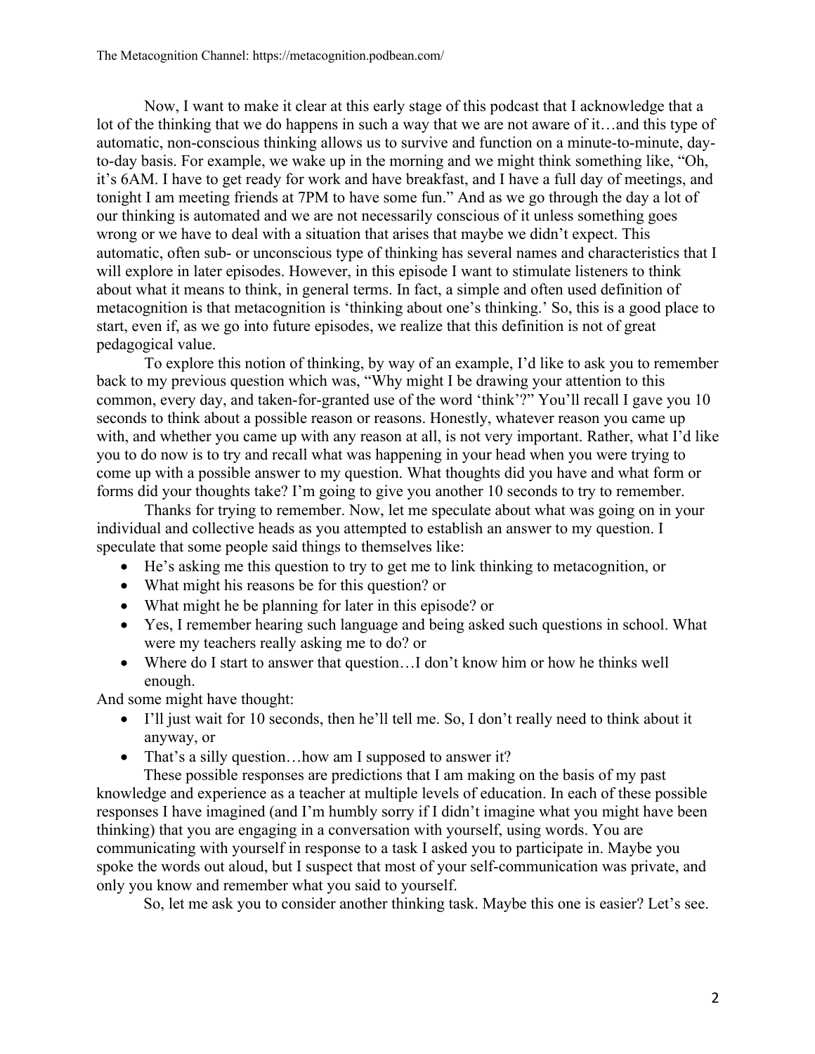Now, I want to make it clear at this early stage of this podcast that I acknowledge that a lot of the thinking that we do happens in such a way that we are not aware of it…and this type of automatic, non-conscious thinking allows us to survive and function on a minute-to-minute, day-to-day basis. For example, we wake up in the morning and we might think something like, "Oh, it's 6AM. I have to get ready for work and have breakfast, and I have a full day of meetings, and tonight I am meeting friends at 7PM to have some fun." And as we go through the day a lot of our thinking is automated and we are not necessarily conscious of it unless something goes wrong or we have to deal with a situation that arises that maybe we didn't expect. This automatic, often sub- or unconscious type of thinking has several names and characteristics that I will explore in later episodes. However, in this episode I want to stimulate listeners to think about what it means to think, in general terms. In fact, a simple and often used definition of metacognition is that metacognition is 'thinking about one's thinking.' So, this is a good place to start, even if, as we go into future episodes, we realize that this definition is not of great pedagogical value.

To explore this notion of thinking, by way of an example, I'd like to ask you to remember back to my previous question which was, "Why might I be drawing your attention to this common, every day, and taken-for-granted use of the word 'think'?" You'll recall I gave you 10 seconds to think about a possible reason or reasons. Honestly, whatever reason you came up with, and whether you came up with any reason at all, is not very important. Rather, what I'd like you to do now is to try and recall what was happening in your head when you were trying to come up with a possible answer to my question. What thoughts did you have and what form or forms did your thoughts take? I'm going to give you another 10 seconds to try to remember.

Thanks for trying to remember. Now, let me speculate about what was going on in your individual and collective heads as you attempted to establish an answer to my question. I speculate that some people said things to themselves like:

- He's asking me this question to try to get me to link thinking to metacognition, or
- What might his reasons be for this question? or
- What might he be planning for later in this episode? or
- Yes, I remember hearing such language and being asked such questions in school. What were my teachers really asking me to do? or
- Where do I start to answer that question…I don't know him or how he thinks well enough.

And some might have thought:

- I'll just wait for 10 seconds, then he'll tell me. So, I don't really need to think about it anyway, or
- That's a silly question…how am I supposed to answer it?

These possible responses are predictions that I am making on the basis of my past knowledge and experience as a teacher at multiple levels of education. In each of these possible responses I have imagined (and I'm humbly sorry if I didn't imagine what you might have been thinking) that you are engaging in a conversation with yourself, using words. You are communicating with yourself in response to a task I asked you to participate in. Maybe you spoke the words out aloud, but I suspect that most of your self-communication was private, and only you know and remember what you said to yourself.

So, let me ask you to consider another thinking task. Maybe this one is easier? Let's see.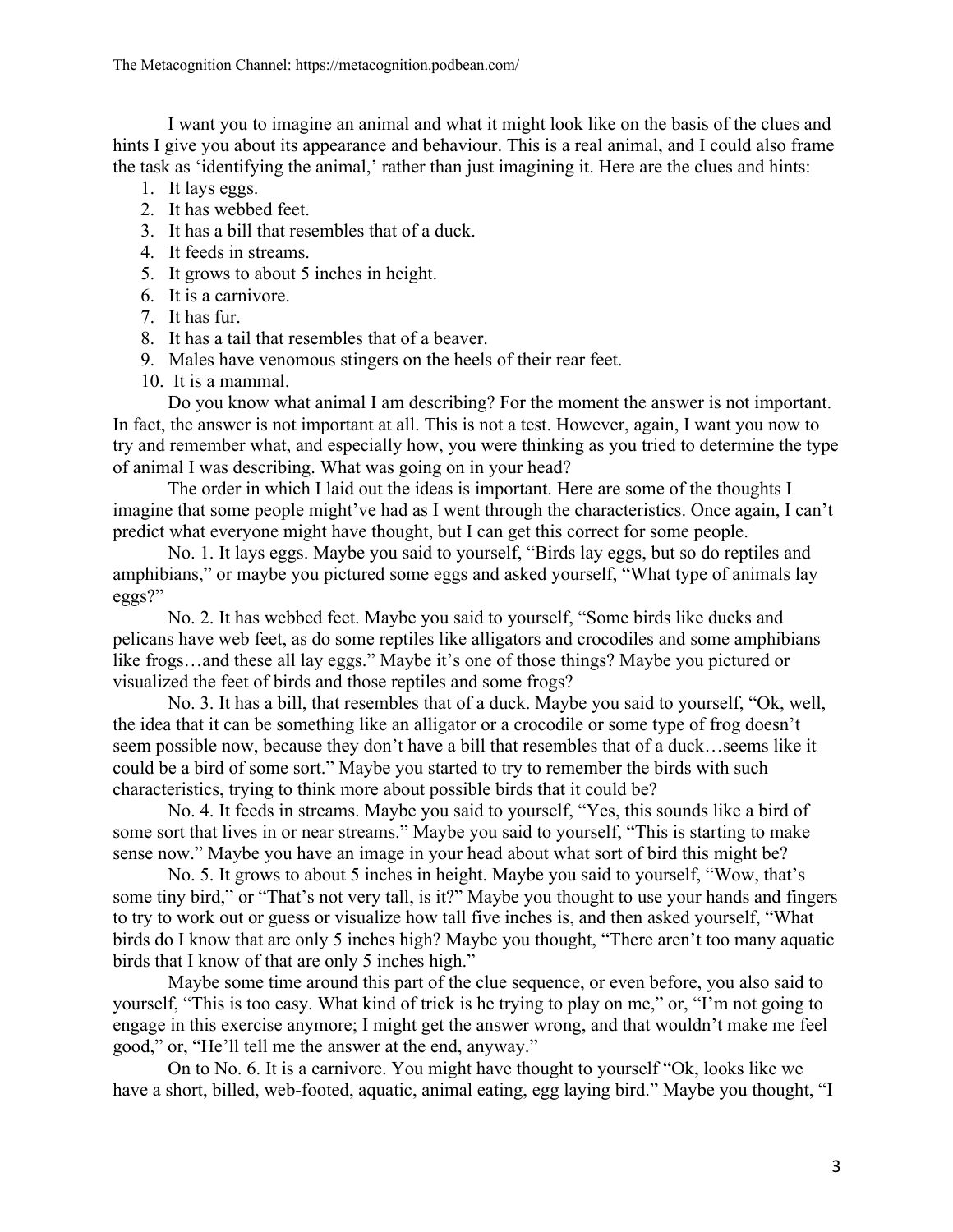I want you to imagine an animal and what it might look like on the basis of the clues and hints I give you about its appearance and behaviour. This is a real animal, and I could also frame the task as 'identifying the animal,' rather than just imagining it. Here are the clues and hints:

1. It lays eggs.
2. It has webbed feet.
3. It has a bill that resembles that of a duck.
4. It feeds in streams.
5. It grows to about 5 inches in height.
6. It is a carnivore.
7. It has fur.
8. It has a tail that resembles that of a beaver.
9. Males have venomous stingers on the heels of their rear feet.
10. It is a mammal.

Do you know what animal I am describing? For the moment the answer is not important. In fact, the answer is not important at all. This is not a test. However, again, I want you now to try and remember what, and especially how, you were thinking as you tried to determine the type of animal I was describing. What was going on in your head?

The order in which I laid out the ideas is important. Here are some of the thoughts I imagine that some people might've had as I went through the characteristics. Once again, I can't predict what everyone might have thought, but I can get this correct for some people.

No. 1. It lays eggs. Maybe you said to yourself, "Birds lay eggs, but so do reptiles and amphibians," or maybe you pictured some eggs and asked yourself, "What type of animals lay eggs?"

No. 2. It has webbed feet. Maybe you said to yourself, "Some birds like ducks and pelicans have web feet, as do some reptiles like alligators and crocodiles and some amphibians like frogs…and these all lay eggs." Maybe it's one of those things? Maybe you pictured or visualized the feet of birds and those reptiles and some frogs?

No. 3. It has a bill, that resembles that of a duck. Maybe you said to yourself, "Ok, well, the idea that it can be something like an alligator or a crocodile or some type of frog doesn't seem possible now, because they don't have a bill that resembles that of a duck…seems like it could be a bird of some sort." Maybe you started to try to remember the birds with such characteristics, trying to think more about possible birds that it could be?

No. 4. It feeds in streams. Maybe you said to yourself, "Yes, this sounds like a bird of some sort that lives in or near streams." Maybe you said to yourself, "This is starting to make sense now." Maybe you have an image in your head about what sort of bird this might be?

No. 5. It grows to about 5 inches in height. Maybe you said to yourself, "Wow, that's some tiny bird," or "That's not very tall, is it?" Maybe you thought to use your hands and fingers to try to work out or guess or visualize how tall five inches is, and then asked yourself, "What birds do I know that are only 5 inches high? Maybe you thought, "There aren't too many aquatic birds that I know of that are only 5 inches high."

Maybe some time around this part of the clue sequence, or even before, you also said to yourself, "This is too easy. What kind of trick is he trying to play on me," or, "I'm not going to engage in this exercise anymore; I might get the answer wrong, and that wouldn't make me feel good," or, "He'll tell me the answer at the end, anyway."

On to No. 6. It is a carnivore. You might have thought to yourself "Ok, looks like we have a short, billed, web-footed, aquatic, animal eating, egg laying bird." Maybe you thought, "I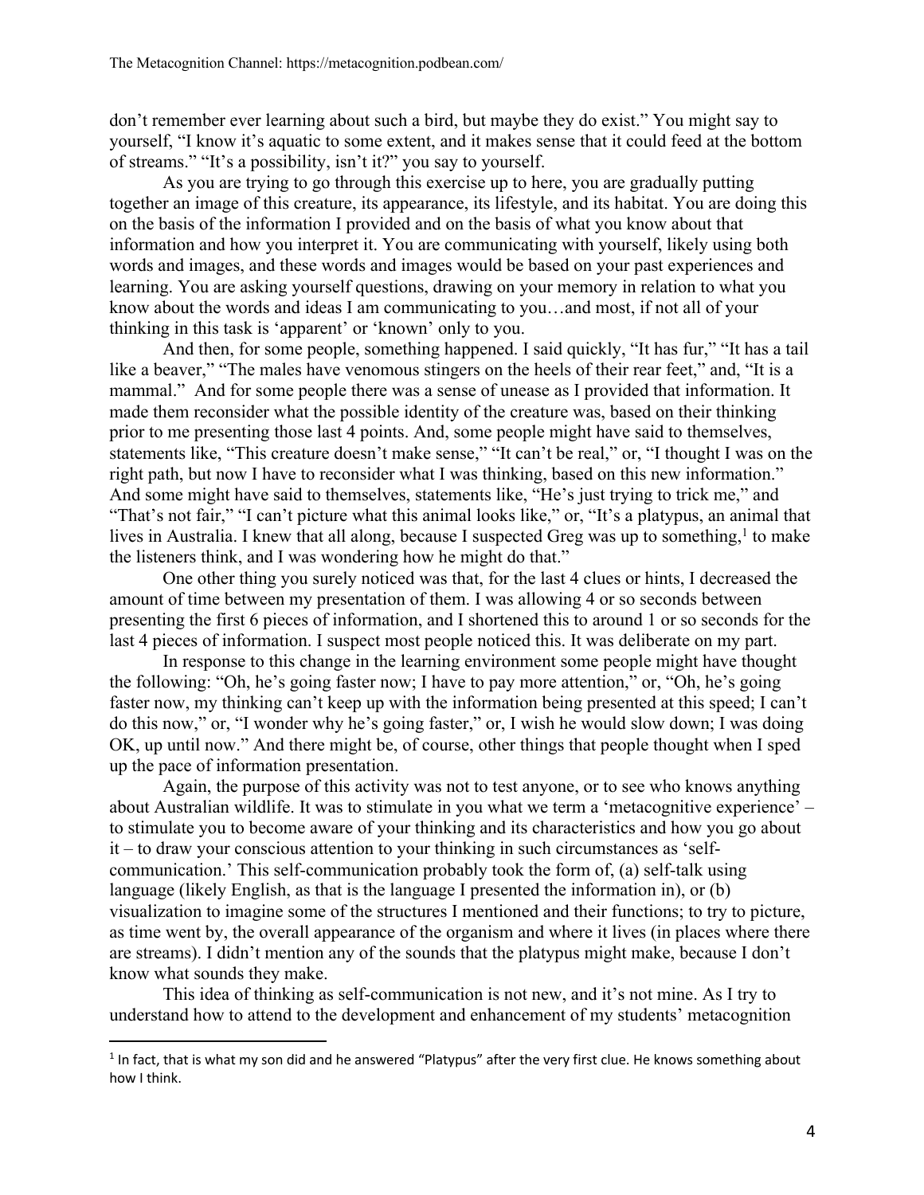don't remember ever learning about such a bird, but maybe they do exist." You might say to yourself, "I know it's aquatic to some extent, and it makes sense that it could feed at the bottom of streams." "It's a possibility, isn't it?" you say to yourself.

As you are trying to go through this exercise up to here, you are gradually putting together an image of this creature, its appearance, its lifestyle, and its habitat. You are doing this on the basis of the information I provided and on the basis of what you know about that information and how you interpret it. You are communicating with yourself, likely using both words and images, and these words and images would be based on your past experiences and learning. You are asking yourself questions, drawing on your memory in relation to what you know about the words and ideas I am communicating to you…and most, if not all of your thinking in this task is 'apparent' or 'known' only to you.

And then, for some people, something happened. I said quickly, "It has fur," "It has a tail like a beaver," "The males have venomous stingers on the heels of their rear feet," and, "It is a mammal." And for some people there was a sense of unease as I provided that information. It made them reconsider what the possible identity of the creature was, based on their thinking prior to me presenting those last 4 points. And, some people might have said to themselves, statements like, "This creature doesn't make sense," "It can't be real," or, "I thought I was on the right path, but now I have to reconsider what I was thinking, based on this new information." And some might have said to themselves, statements like, "He's just trying to trick me," and "That's not fair," "I can't picture what this animal looks like," or, "It's a platypus, an animal that lives in Australia. I knew that all along, because I suspected Greg was up to something,[1] to make the listeners think, and I was wondering how he might do that."

One other thing you surely noticed was that, for the last 4 clues or hints, I decreased the amount of time between my presentation of them. I was allowing 4 or so seconds between presenting the first 6 pieces of information, and I shortened this to around 1 or so seconds for the last 4 pieces of information. I suspect most people noticed this. It was deliberate on my part.

In response to this change in the learning environment some people might have thought the following: "Oh, he's going faster now; I have to pay more attention," or, "Oh, he's going faster now, my thinking can't keep up with the information being presented at this speed; I can't do this now," or, "I wonder why he's going faster," or, I wish he would slow down; I was doing OK, up until now." And there might be, of course, other things that people thought when I sped up the pace of information presentation.

Again, the purpose of this activity was not to test anyone, or to see who knows anything about Australian wildlife. It was to stimulate in you what we term a 'metacognitive experience' – to stimulate you to become aware of your thinking and its characteristics and how you go about it – to draw your conscious attention to your thinking in such circumstances as 'self-communication.' This self-communication probably took the form of, (a) self-talk using language (likely English, as that is the language I presented the information in), or (b) visualization to imagine some of the structures I mentioned and their functions; to try to picture, as time went by, the overall appearance of the organism and where it lives (in places where there are streams). I didn't mention any of the sounds that the platypus might make, because I don't know what sounds they make.

This idea of thinking as self-communication is not new, and it's not mine. As I try to understand how to attend to the development and enhancement of my students' metacognition

[1] In fact, that is what my son did and he answered "Platypus" after the very first clue. He knows something about how I think.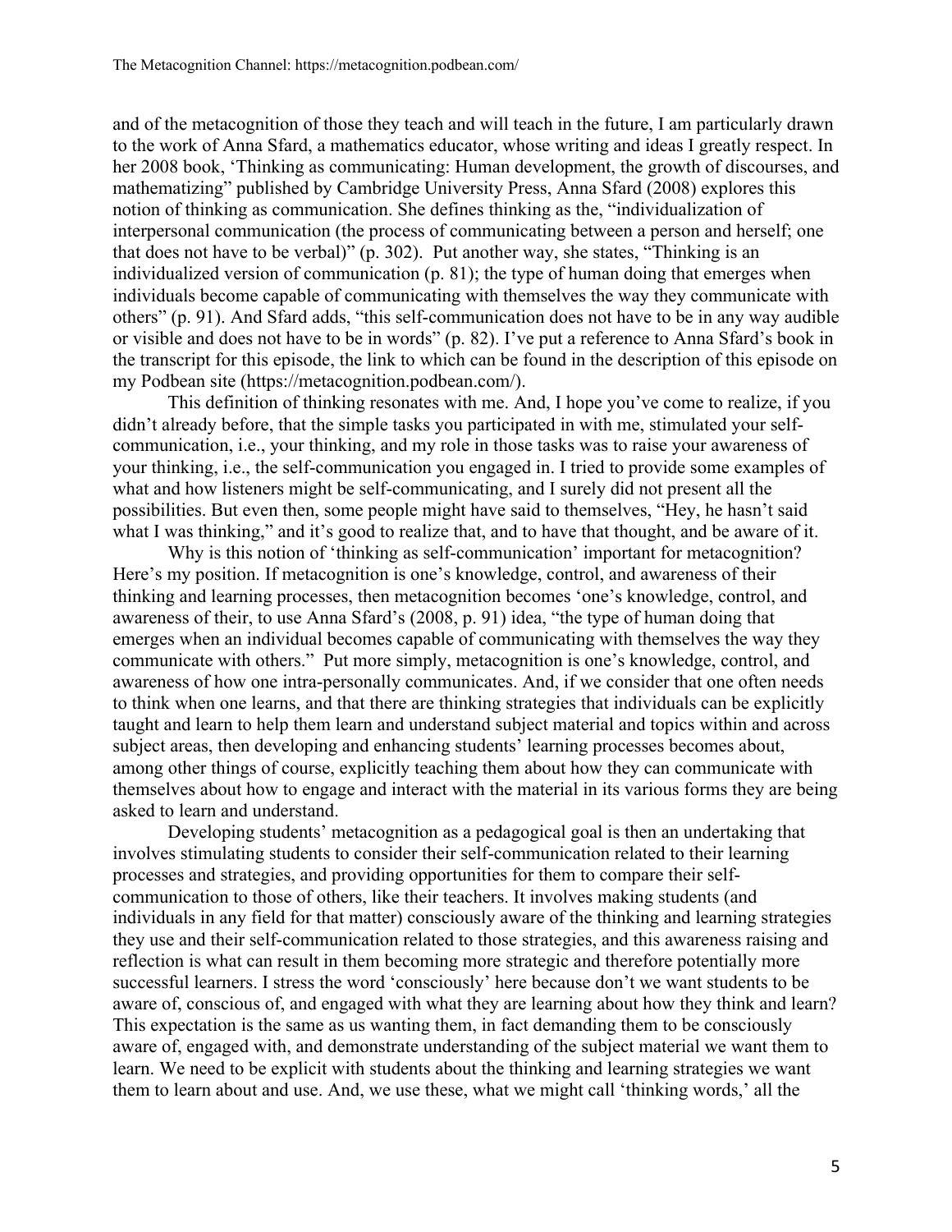and of the metacognition of those they teach and will teach in the future, I am particularly drawn to the work of Anna Sfard, a mathematics educator, whose writing and ideas I greatly respect. In her 2008 book, 'Thinking as communicating: Human development, the growth of discourses, and mathematizing" published by Cambridge University Press, Anna Sfard (2008) explores this notion of thinking as communication. She defines thinking as the, "individualization of interpersonal communication (the process of communicating between a person and herself; one that does not have to be verbal)" (p. 302). Put another way, she states, "Thinking is an individualized version of communication (p. 81); the type of human doing that emerges when individuals become capable of communicating with themselves the way they communicate with others" (p. 91). And Sfard adds, "this self-communication does not have to be in any way audible or visible and does not have to be in words" (p. 82). I've put a reference to Anna Sfard's book in the transcript for this episode, the link to which can be found in the description of this episode on my Podbean site (https://metacognition.podbean.com/).

This definition of thinking resonates with me. And, I hope you've come to realize, if you didn't already before, that the simple tasks you participated in with me, stimulated your self-communication, i.e., your thinking, and my role in those tasks was to raise your awareness of your thinking, i.e., the self-communication you engaged in. I tried to provide some examples of what and how listeners might be self-communicating, and I surely did not present all the possibilities. But even then, some people might have said to themselves, "Hey, he hasn't said what I was thinking," and it's good to realize that, and to have that thought, and be aware of it.

Why is this notion of 'thinking as self-communication' important for metacognition? Here's my position. If metacognition is one's knowledge, control, and awareness of their thinking and learning processes, then metacognition becomes 'one's knowledge, control, and awareness of their, to use Anna Sfard's (2008, p. 91) idea, "the type of human doing that emerges when an individual becomes capable of communicating with themselves the way they communicate with others." Put more simply, metacognition is one's knowledge, control, and awareness of how one intra-personally communicates. And, if we consider that one often needs to think when one learns, and that there are thinking strategies that individuals can be explicitly taught and learn to help them learn and understand subject material and topics within and across subject areas, then developing and enhancing students' learning processes becomes about, among other things of course, explicitly teaching them about how they can communicate with themselves about how to engage and interact with the material in its various forms they are being asked to learn and understand.

Developing students' metacognition as a pedagogical goal is then an undertaking that involves stimulating students to consider their self-communication related to their learning processes and strategies, and providing opportunities for them to compare their self-communication to those of others, like their teachers. It involves making students (and individuals in any field for that matter) consciously aware of the thinking and learning strategies they use and their self-communication related to those strategies, and this awareness raising and reflection is what can result in them becoming more strategic and therefore potentially more successful learners. I stress the word 'consciously' here because don't we want students to be aware of, conscious of, and engaged with what they are learning about how they think and learn? This expectation is the same as us wanting them, in fact demanding them to be consciously aware of, engaged with, and demonstrate understanding of the subject material we want them to learn. We need to be explicit with students about the thinking and learning strategies we want them to learn about and use. And, we use these, what we might call 'thinking words,' all the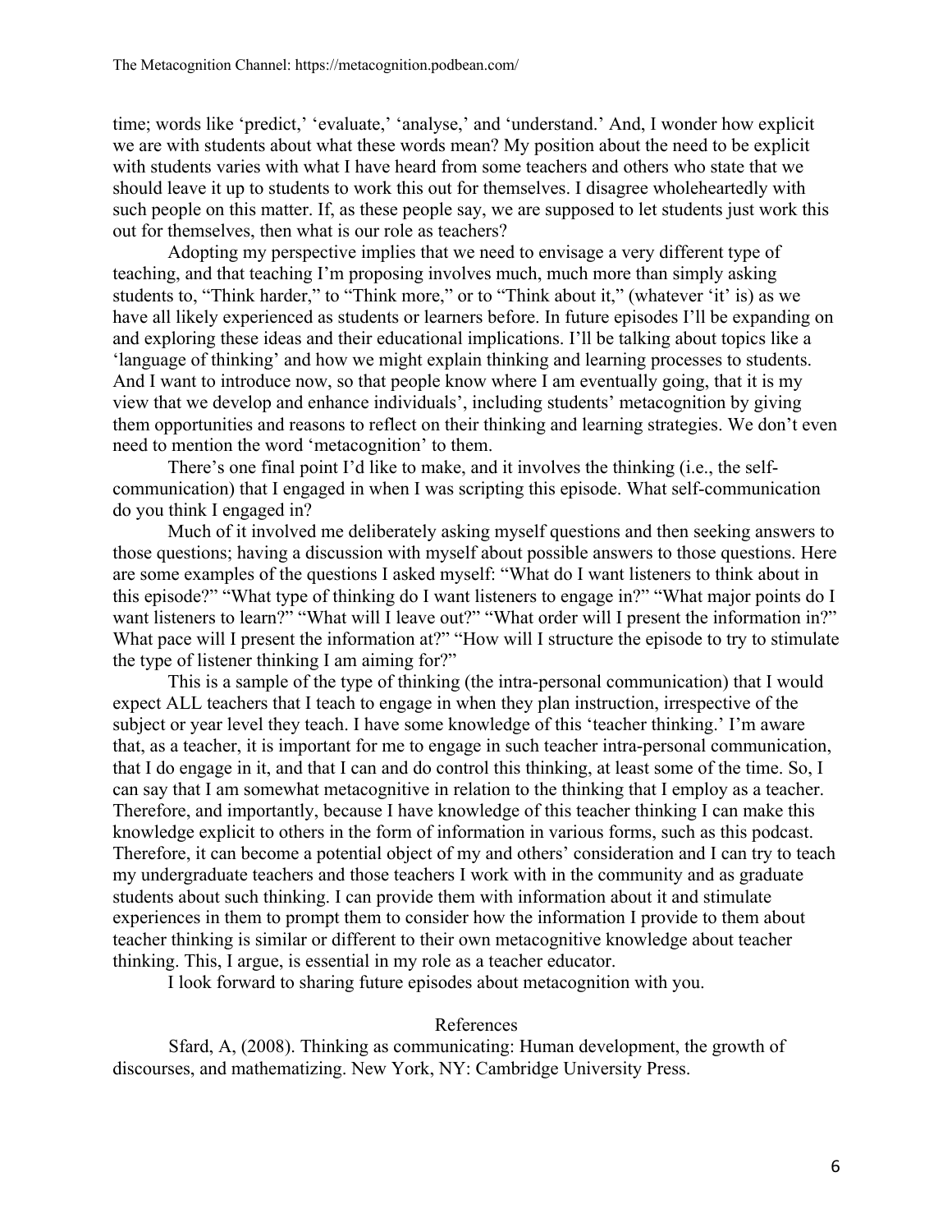time; words like 'predict,' 'evaluate,' 'analyse,' and 'understand.' And, I wonder how explicit we are with students about what these words mean? My position about the need to be explicit with students varies with what I have heard from some teachers and others who state that we should leave it up to students to work this out for themselves. I disagree wholeheartedly with such people on this matter. If, as these people say, we are supposed to let students just work this out for themselves, then what is our role as teachers?

Adopting my perspective implies that we need to envisage a very different type of teaching, and that teaching I'm proposing involves much, much more than simply asking students to, "Think harder," to "Think more," or to "Think about it," (whatever 'it' is) as we have all likely experienced as students or learners before. In future episodes I'll be expanding on and exploring these ideas and their educational implications. I'll be talking about topics like a 'language of thinking' and how we might explain thinking and learning processes to students. And I want to introduce now, so that people know where I am eventually going, that it is my view that we develop and enhance individuals', including students' metacognition by giving them opportunities and reasons to reflect on their thinking and learning strategies. We don't even need to mention the word 'metacognition' to them.

There's one final point I'd like to make, and it involves the thinking (i.e., the self-communication) that I engaged in when I was scripting this episode. What self-communication do you think I engaged in?

Much of it involved me deliberately asking myself questions and then seeking answers to those questions; having a discussion with myself about possible answers to those questions. Here are some examples of the questions I asked myself: "What do I want listeners to think about in this episode?" "What type of thinking do I want listeners to engage in?" "What major points do I want listeners to learn?" "What will I leave out?" "What order will I present the information in?" What pace will I present the information at?" "How will I structure the episode to try to stimulate the type of listener thinking I am aiming for?"

This is a sample of the type of thinking (the intra-personal communication) that I would expect ALL teachers that I teach to engage in when they plan instruction, irrespective of the subject or year level they teach. I have some knowledge of this 'teacher thinking.' I'm aware that, as a teacher, it is important for me to engage in such teacher intra-personal communication, that I do engage in it, and that I can and do control this thinking, at least some of the time. So, I can say that I am somewhat metacognitive in relation to the thinking that I employ as a teacher. Therefore, and importantly, because I have knowledge of this teacher thinking I can make this knowledge explicit to others in the form of information in various forms, such as this podcast. Therefore, it can become a potential object of my and others' consideration and I can try to teach my undergraduate teachers and those teachers I work with in the community and as graduate students about such thinking. I can provide them with information about it and stimulate experiences in them to prompt them to consider how the information I provide to them about teacher thinking is similar or different to their own metacognitive knowledge about teacher thinking. This, I argue, is essential in my role as a teacher educator.

I look forward to sharing future episodes about metacognition with you.

## References

Sfard, A, (2008). Thinking as communicating: Human development, the growth of discourses, and mathematizing. New York, NY: Cambridge University Press.